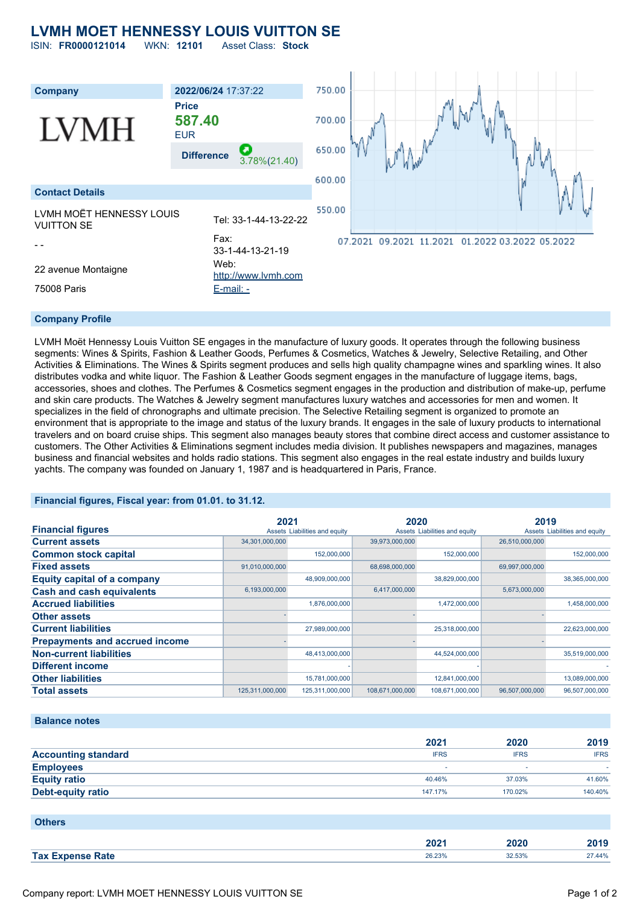# LVMH MOET HENNESSY LOUIS VUITTON SE

ISIN: **FR0000121014** WKN: **12101** Asset Class: **Stock**

| Company | 2022/06/24 17:37:22 |
|---|---|
| LVMH | **Price** 587.40 EUR |
| | **Difference** 3.78%(21.40) |

## Contact Details

| | |
|---|---|
| LVMH MOËT HENNESSY LOUIS VUITTON SE | Tel: 33-1-44-13-22-22 |
| - - | Fax: 33-1-44-13-21-19 |
| 22 avenue Montaigne | Web: http://www.lvmh.com |
| 75008 Paris | E-mail: - |

## Company Profile

LVMH Moët Hennessy Louis Vuitton SE engages in the manufacture of luxury goods. It operates through the following business segments: Wines & Spirits, Fashion & Leather Goods, Perfumes & Cosmetics, Watches & Jewelry, Selective Retailing, and Other Activities & Eliminations. The Wines & Spirits segment produces and sells high quality champagne wines and sparkling wines. It also distributes vodka and white liquor. The Fashion & Leather Goods segment engages in the manufacture of luggage items, bags, accessories, shoes and clothes. The Perfumes & Cosmetics segment engages in the production and distribution of make-up, perfume and skin care products. The Watches & Jewelry segment manufactures luxury watches and accessories for men and women. It specializes in the field of chronographs and ultimate precision. The Selective Retailing segment is organized to promote an environment that is appropriate to the image and status of the luxury brands. It engages in the sale of luxury products to international travelers and on board cruise ships. This segment also manages beauty stores that combine direct access and customer assistance to customers. The Other Activities & Eliminations segment includes media division. It publishes newspapers and magazines, manages business and financial websites and holds radio stations. This segment also engages in the real estate industry and builds luxury yachts. The company was founded on January 1, 1987 and is headquartered in Paris, France.

## Financial figures, Fiscal year: from 01.01. to 31.12.

| Financial figures | 2021 | | 2020 | | 2019 | |
|---|---|---|---|---|---|---|
| | Assets | Liabilities and equity | Assets | Liabilities and equity | Assets | Liabilities and equity |
| **Current assets** | 34,301,000,000 | | 39,973,000,000 | | 26,510,000,000 | |
| **Common stock capital** | | 152,000,000 | | 152,000,000 | | 152,000,000 |
| **Fixed assets** | 91,010,000,000 | | 68,698,000,000 | | 69,997,000,000 | |
| **Equity capital of a company** | | 48,909,000,000 | | 38,829,000,000 | | 38,365,000,000 |
| **Cash and cash equivalents** | 6,193,000,000 | | 6,417,000,000 | | 5,673,000,000 | |
| **Accrued liabilities** | | 1,876,000,000 | | 1,472,000,000 | | 1,458,000,000 |
| **Other assets** | - | | - | | - | |
| **Current liabilities** | | 27,989,000,000 | | 25,318,000,000 | | 22,623,000,000 |
| **Prepayments and accrued income** | - | | - | | - | |
| **Non-current liabilities** | | 48,413,000,000 | | 44,524,000,000 | | 35,519,000,000 |
| **Different income** | | - | | - | | - |
| **Other liabilities** | | 15,781,000,000 | | 12,841,000,000 | | 13,089,000,000 |
| **Total assets** | 125,311,000,000 | 125,311,000,000 | 108,671,000,000 | 108,671,000,000 | 96,507,000,000 | 96,507,000,000 |

## Balance notes

| | 2021 | 2020 | 2019 |
|---|---|---|---|
| **Accounting standard** | IFRS | IFRS | IFRS |
| **Employees** | - | - | - |
| **Equity ratio** | 40.46% | 37.03% | 41.60% |
| **Debt-equity ratio** | 147.17% | 170.02% | 140.40% |

## Others

| | 2021 | 2020 | 2019 |
|---|---|---|---|
| **Tax Expense Rate** | 26.23% | 32.53% | 27.44% |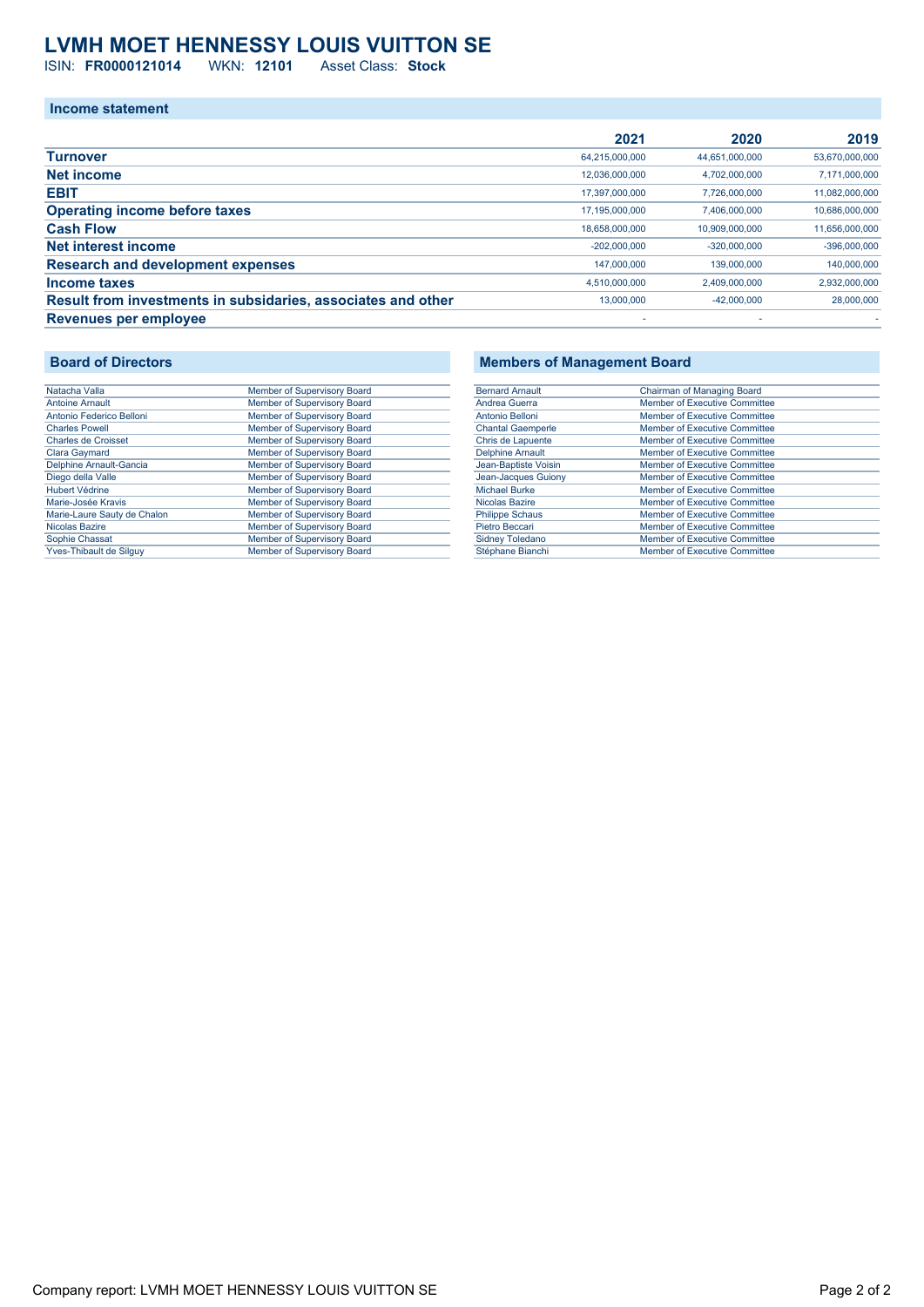# LVMH MOET HENNESSY LOUIS VUITTON SE

ISIN: **FR0000121014** WKN: **12101** Asset Class: **Stock**

## Income statement

| | 2021 | 2020 | 2019 |
|---|---|---|---|
| **Turnover** | 64,215,000,000 | 44,651,000,000 | 53,670,000,000 |
| **Net income** | 12,036,000,000 | 4,702,000,000 | 7,171,000,000 |
| **EBIT** | 17,397,000,000 | 7,726,000,000 | 11,082,000,000 |
| **Operating income before taxes** | 17,195,000,000 | 7,406,000,000 | 10,686,000,000 |
| **Cash Flow** | 18,658,000,000 | 10,909,000,000 | 11,656,000,000 |
| **Net interest income** | -202,000,000 | -320,000,000 | -396,000,000 |
| **Research and development expenses** | 147,000,000 | 139,000,000 | 140,000,000 |
| **Income taxes** | 4,510,000,000 | 2,409,000,000 | 2,932,000,000 |
| **Result from investments in subsidaries, associates and other** | 13,000,000 | -42,000,000 | 28,000,000 |
| **Revenues per employee** | - | - | - |

## Board of Directors

| | |
|---|---|
| Natacha Valla | Member of Supervisory Board |
| Antoine Arnault | Member of Supervisory Board |
| Antonio Federico Belloni | Member of Supervisory Board |
| Charles Powell | Member of Supervisory Board |
| Charles de Croisset | Member of Supervisory Board |
| Clara Gaymard | Member of Supervisory Board |
| Delphine Arnault-Gancia | Member of Supervisory Board |
| Diego della Valle | Member of Supervisory Board |
| Hubert Védrine | Member of Supervisory Board |
| Marie-Josée Kravis | Member of Supervisory Board |
| Marie-Laure Sauty de Chalon | Member of Supervisory Board |
| Nicolas Bazire | Member of Supervisory Board |
| Sophie Chassat | Member of Supervisory Board |
| Yves-Thibault de Silguy | Member of Supervisory Board |

## Members of Management Board

| | |
|---|---|
| Bernard Arnault | Chairman of Managing Board |
| Andrea Guerra | Member of Executive Committee |
| Antonio Belloni | Member of Executive Committee |
| Chantal Gaemperle | Member of Executive Committee |
| Chris de Lapuente | Member of Executive Committee |
| Delphine Arnault | Member of Executive Committee |
| Jean-Baptiste Voisin | Member of Executive Committee |
| Jean-Jacques Guiony | Member of Executive Committee |
| Michael Burke | Member of Executive Committee |
| Nicolas Bazire | Member of Executive Committee |
| Philippe Schaus | Member of Executive Committee |
| Pietro Beccari | Member of Executive Committee |
| Sidney Toledano | Member of Executive Committee |
| Stéphane Bianchi | Member of Executive Committee |